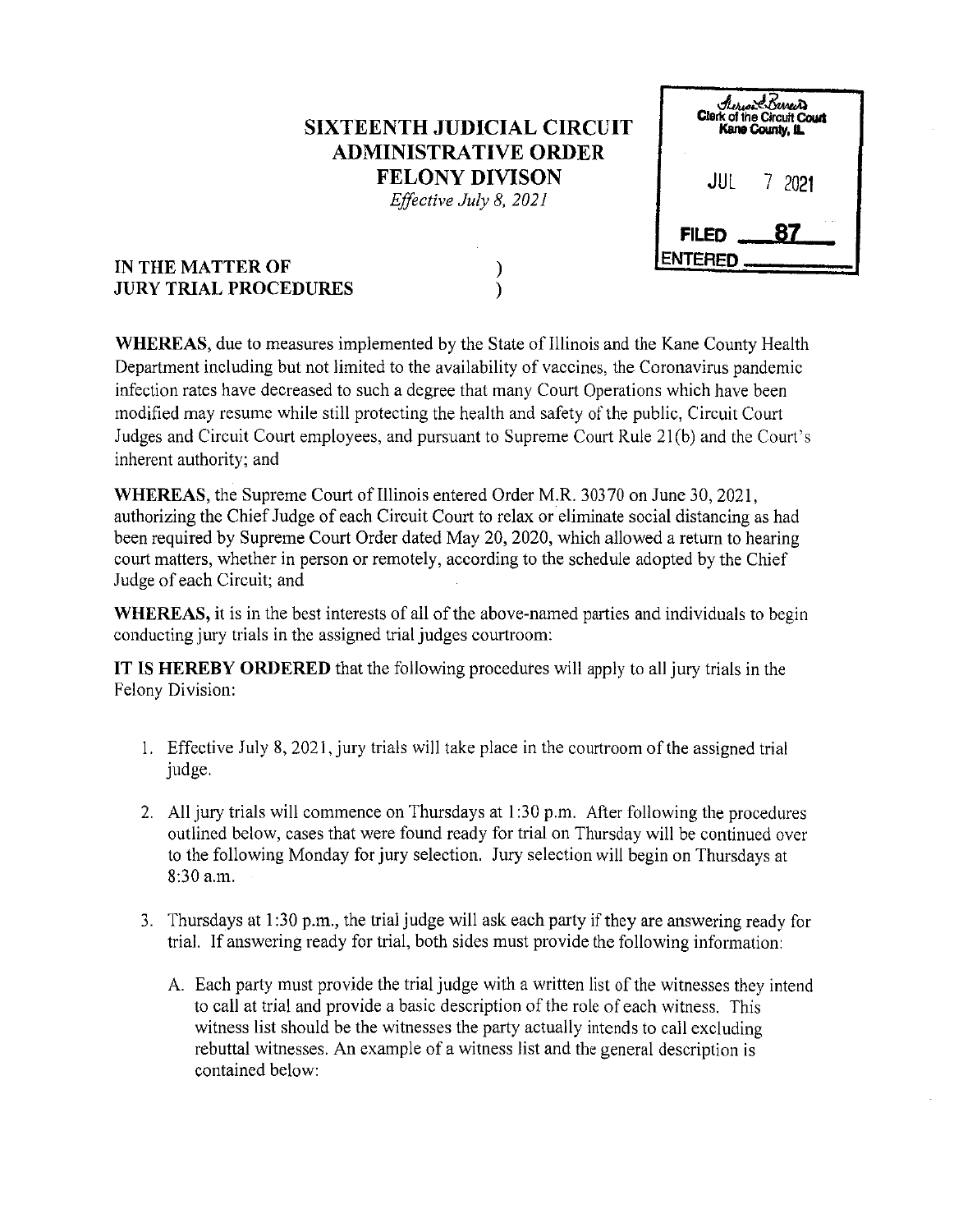# SIXTEENTH JUDICIAL CIRCUIT
# ADMINISTRATIVE ORDER
# FELONY DIVISON

*Effective July 8, 2021*

Clerk of the Circuit Court
Kane County, IL

JUL 7 2021

FILED 87

ENTERED

**IN THE MATTER OF** )
**JURY TRIAL PROCEDURES** )

**WHEREAS**, due to measures implemented by the State of Illinois and the Kane County Health Department including but not limited to the availability of vaccines, the Coronavirus pandemic infection rates have decreased to such a degree that many Court Operations which have been modified may resume while still protecting the health and safety of the public, Circuit Court Judges and Circuit Court employees, and pursuant to Supreme Court Rule 21(b) and the Court's inherent authority; and

**WHEREAS**, the Supreme Court of Illinois entered Order M.R. 30370 on June 30, 2021, authorizing the Chief Judge of each Circuit Court to relax or eliminate social distancing as had been required by Supreme Court Order dated May 20, 2020, which allowed a return to hearing court matters, whether in person or remotely, according to the schedule adopted by the Chief Judge of each Circuit; and

**WHEREAS,** it is in the best interests of all of the above-named parties and individuals to begin conducting jury trials in the assigned trial judges courtroom:

**IT IS HEREBY ORDERED** that the following procedures will apply to all jury trials in the Felony Division:

1. Effective July 8, 2021, jury trials will take place in the courtroom of the assigned trial judge.

2. All jury trials will commence on Thursdays at 1:30 p.m. After following the procedures outlined below, cases that were found ready for trial on Thursday will be continued over to the following Monday for jury selection. Jury selection will begin on Thursdays at 8:30 a.m.

3. Thursdays at 1:30 p.m., the trial judge will ask each party if they are answering ready for trial. If answering ready for trial, both sides must provide the following information:

   A. Each party must provide the trial judge with a written list of the witnesses they intend to call at trial and provide a basic description of the role of each witness. This witness list should be the witnesses the party actually intends to call excluding rebuttal witnesses. An example of a witness list and the general description is contained below: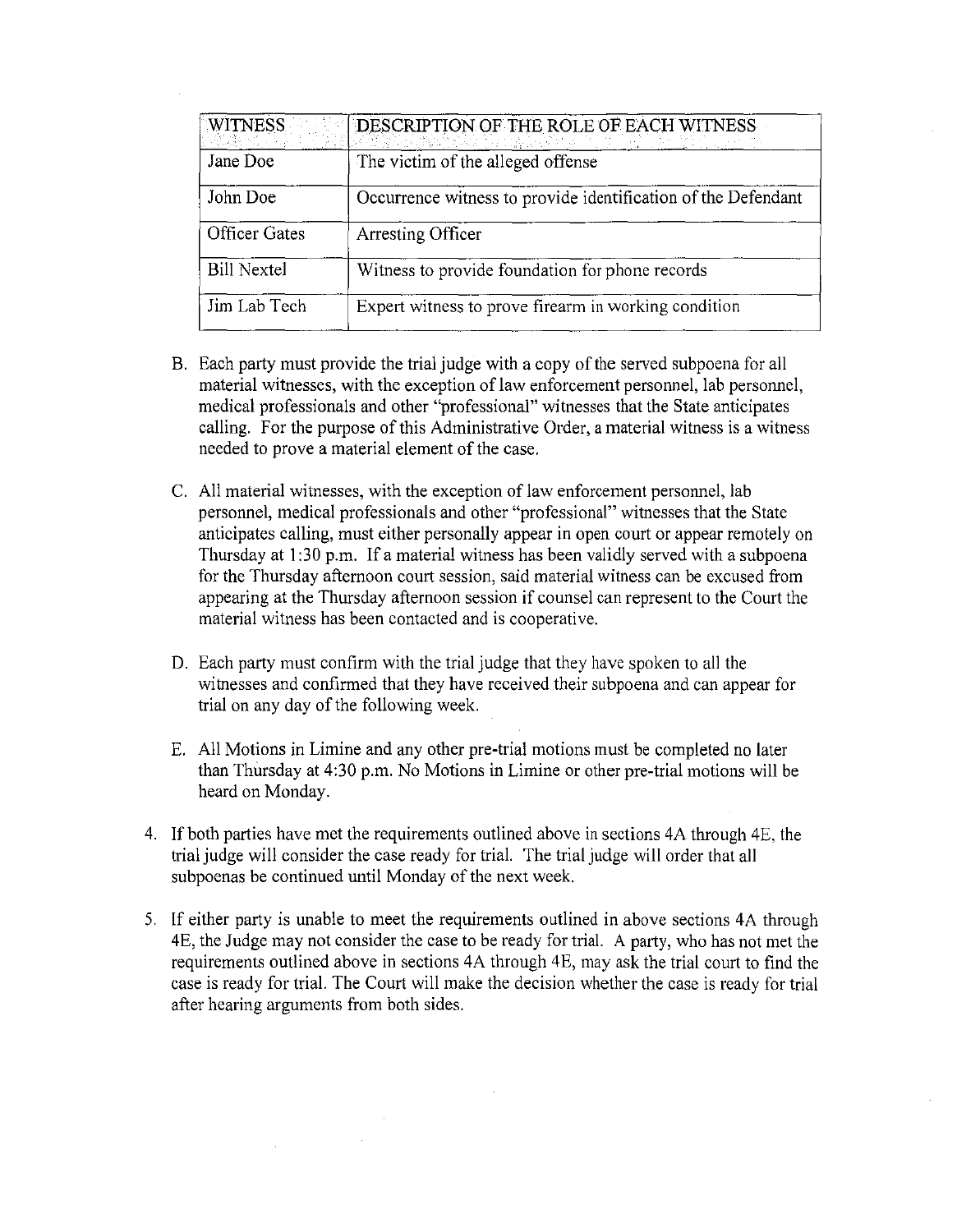| WITNESS | DESCRIPTION OF THE ROLE OF EACH WITNESS |
| --- | --- |
| Jane Doe | The victim of the alleged offense |
| John Doe | Occurrence witness to provide identification of the Defendant |
| Officer Gates | Arresting Officer |
| Bill Nextel | Witness to provide foundation for phone records |
| Jim Lab Tech | Expert witness to prove firearm in working condition |

B. Each party must provide the trial judge with a copy of the served subpoena for all material witnesses, with the exception of law enforcement personnel, lab personnel, medical professionals and other "professional" witnesses that the State anticipates calling. For the purpose of this Administrative Order, a material witness is a witness needed to prove a material element of the case.

C. All material witnesses, with the exception of law enforcement personnel, lab personnel, medical professionals and other "professional" witnesses that the State anticipates calling, must either personally appear in open court or appear remotely on Thursday at 1:30 p.m. If a material witness has been validly served with a subpoena for the Thursday afternoon court session, said material witness can be excused from appearing at the Thursday afternoon session if counsel can represent to the Court the material witness has been contacted and is cooperative.

D. Each party must confirm with the trial judge that they have spoken to all the witnesses and confirmed that they have received their subpoena and can appear for trial on any day of the following week.

E. All Motions in Limine and any other pre-trial motions must be completed no later than Thursday at 4:30 p.m. No Motions in Limine or other pre-trial motions will be heard on Monday.

4. If both parties have met the requirements outlined above in sections 4A through 4E, the trial judge will consider the case ready for trial. The trial judge will order that all subpoenas be continued until Monday of the next week.

5. If either party is unable to meet the requirements outlined in above sections 4A through 4E, the Judge may not consider the case to be ready for trial. A party, who has not met the requirements outlined above in sections 4A through 4E, may ask the trial court to find the case is ready for trial. The Court will make the decision whether the case is ready for trial after hearing arguments from both sides.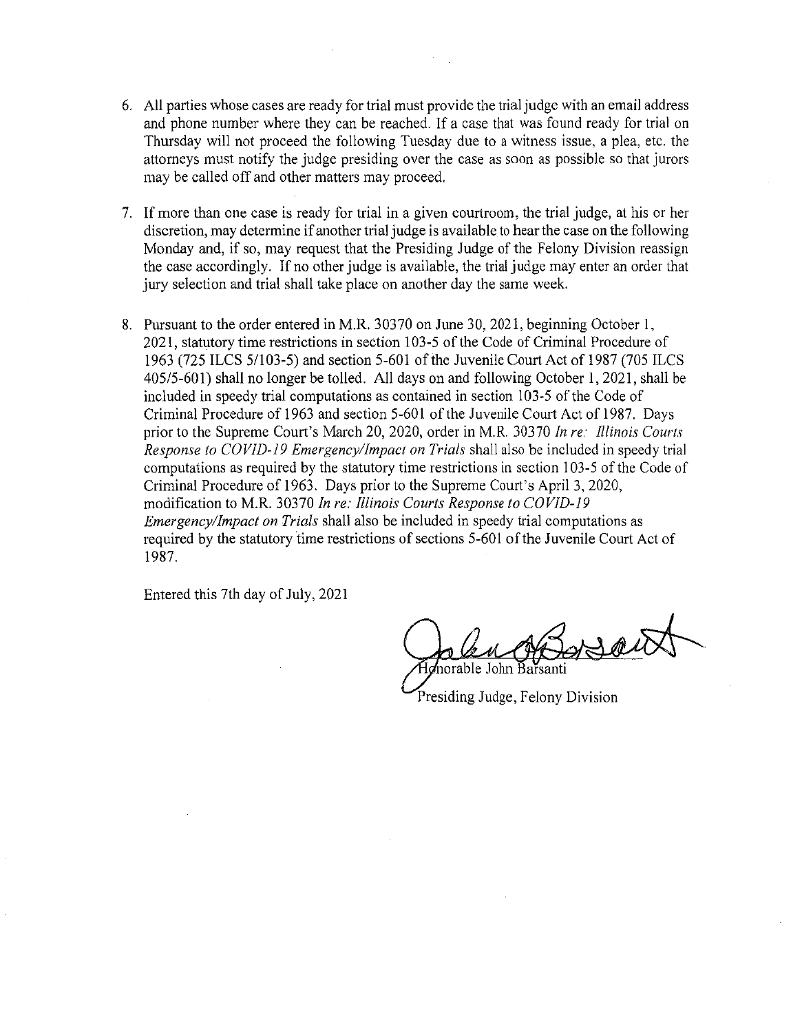6. All parties whose cases are ready for trial must provide the trial judge with an email address and phone number where they can be reached. If a case that was found ready for trial on Thursday will not proceed the following Tuesday due to a witness issue, a plea, etc. the attorneys must notify the judge presiding over the case as soon as possible so that jurors may be called off and other matters may proceed.

7. If more than one case is ready for trial in a given courtroom, the trial judge, at his or her discretion, may determine if another trial judge is available to hear the case on the following Monday and, if so, may request that the Presiding Judge of the Felony Division reassign the case accordingly. If no other judge is available, the trial judge may enter an order that jury selection and trial shall take place on another day the same week.

8. Pursuant to the order entered in M.R. 30370 on June 30, 2021, beginning October 1, 2021, statutory time restrictions in section 103-5 of the Code of Criminal Procedure of 1963 (725 ILCS 5/103-5) and section 5-601 of the Juvenile Court Act of 1987 (705 ILCS 405/5-601) shall no longer be tolled. All days on and following October 1, 2021, shall be included in speedy trial computations as contained in section 103-5 of the Code of Criminal Procedure of 1963 and section 5-601 of the Juvenile Court Act of 1987. Days prior to the Supreme Court's March 20, 2020, order in M.R. 30370 *In re: Illinois Courts Response to COVID-19 Emergency/Impact on Trials* shall also be included in speedy trial computations as required by the statutory time restrictions in section 103-5 of the Code of Criminal Procedure of 1963. Days prior to the Supreme Court's April 3, 2020, modification to M.R. 30370 *In re: Illinois Courts Response to COVID-19 Emergency/Impact on Trials* shall also be included in speedy trial computations as required by the statutory time restrictions of sections 5-601 of the Juvenile Court Act of 1987.

Entered this 7th day of July, 2021

Honorable John Barsanti

Presiding Judge, Felony Division